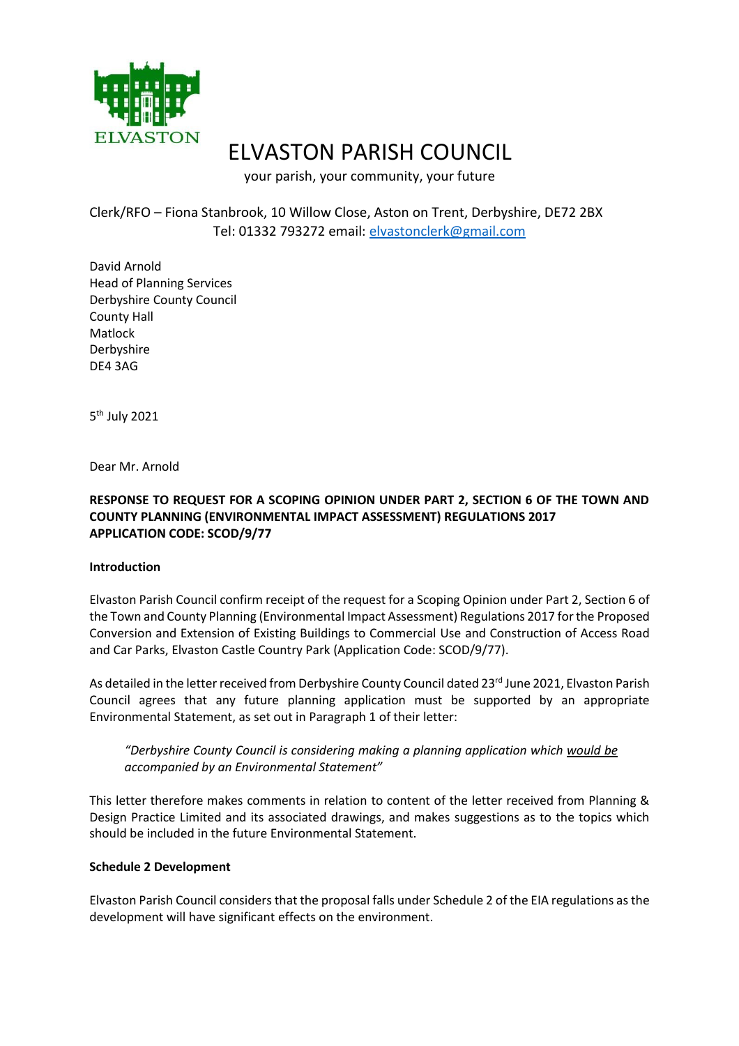ELVASTON

# ELVASTON PARISH COUNCIL

your parish, your community, your future

Clerk/RFO – Fiona Stanbrook, 10 Willow Close, Aston on Trent, Derbyshire, DE72 2BX
Tel: 01332 793272 email: elvastonclerk@gmail.com

David Arnold
Head of Planning Services
Derbyshire County Council
County Hall
Matlock
Derbyshire
DE4 3AG

5th July 2021

Dear Mr. Arnold

**RESPONSE TO REQUEST FOR A SCOPING OPINION UNDER PART 2, SECTION 6 OF THE TOWN AND COUNTY PLANNING (ENVIRONMENTAL IMPACT ASSESSMENT) REGULATIONS 2017**
**APPLICATION CODE: SCOD/9/77**

**Introduction**

Elvaston Parish Council confirm receipt of the request for a Scoping Opinion under Part 2, Section 6 of the Town and County Planning (Environmental Impact Assessment) Regulations 2017 for the Proposed Conversion and Extension of Existing Buildings to Commercial Use and Construction of Access Road and Car Parks, Elvaston Castle Country Park (Application Code: SCOD/9/77).

As detailed in the letter received from Derbyshire County Council dated 23rd June 2021, Elvaston Parish Council agrees that any future planning application must be supported by an appropriate Environmental Statement, as set out in Paragraph 1 of their letter:

> *"Derbyshire County Council is considering making a planning application which would be accompanied by an Environmental Statement"*

This letter therefore makes comments in relation to content of the letter received from Planning & Design Practice Limited and its associated drawings, and makes suggestions as to the topics which should be included in the future Environmental Statement.

**Schedule 2 Development**

Elvaston Parish Council considers that the proposal falls under Schedule 2 of the EIA regulations as the development will have significant effects on the environment.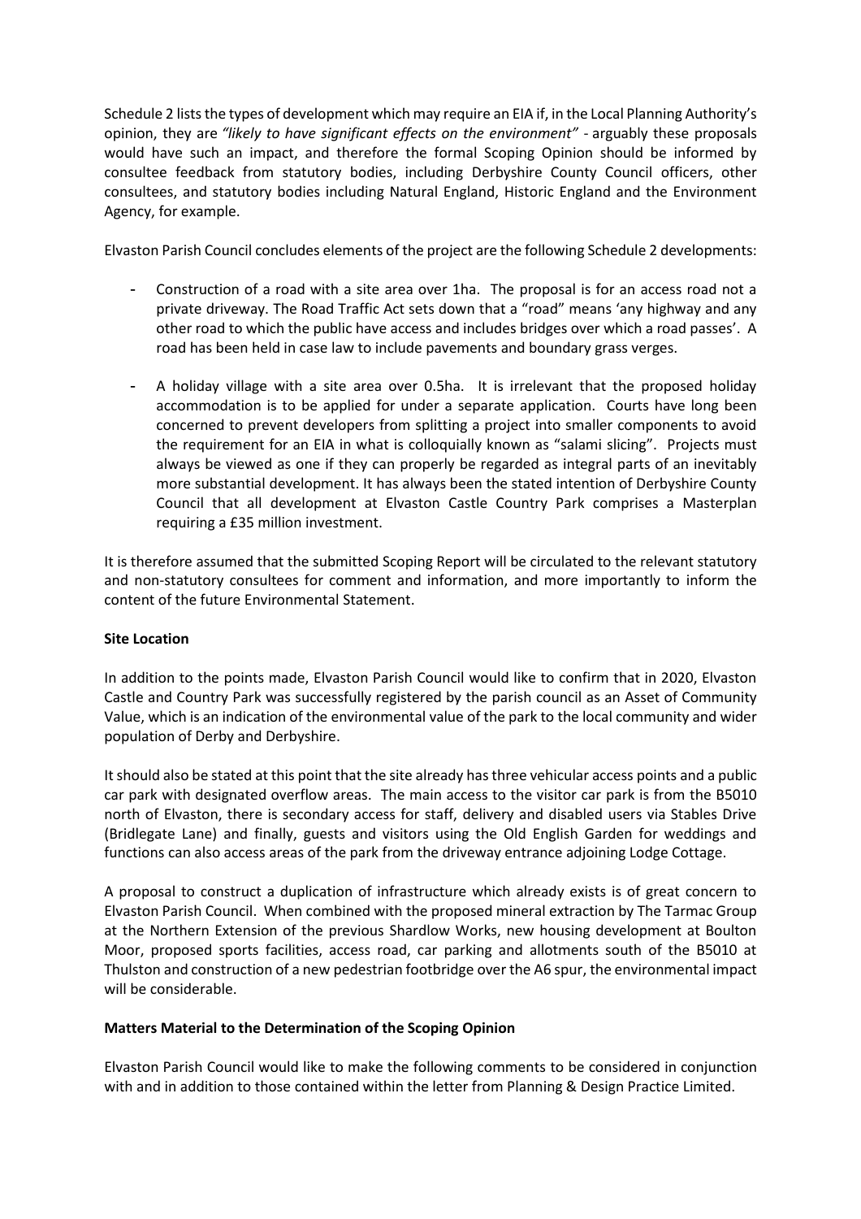Schedule 2 lists the types of development which may require an EIA if, in the Local Planning Authority's opinion, they are *"likely to have significant effects on the environment"* - arguably these proposals would have such an impact, and therefore the formal Scoping Opinion should be informed by consultee feedback from statutory bodies, including Derbyshire County Council officers, other consultees, and statutory bodies including Natural England, Historic England and the Environment Agency, for example.

Elvaston Parish Council concludes elements of the project are the following Schedule 2 developments:

- Construction of a road with a site area over 1ha. The proposal is for an access road not a private driveway. The Road Traffic Act sets down that a "road" means 'any highway and any other road to which the public have access and includes bridges over which a road passes'. A road has been held in case law to include pavements and boundary grass verges.
- A holiday village with a site area over 0.5ha. It is irrelevant that the proposed holiday accommodation is to be applied for under a separate application. Courts have long been concerned to prevent developers from splitting a project into smaller components to avoid the requirement for an EIA in what is colloquially known as "salami slicing". Projects must always be viewed as one if they can properly be regarded as integral parts of an inevitably more substantial development. It has always been the stated intention of Derbyshire County Council that all development at Elvaston Castle Country Park comprises a Masterplan requiring a £35 million investment.

It is therefore assumed that the submitted Scoping Report will be circulated to the relevant statutory and non-statutory consultees for comment and information, and more importantly to inform the content of the future Environmental Statement.

**Site Location**

In addition to the points made, Elvaston Parish Council would like to confirm that in 2020, Elvaston Castle and Country Park was successfully registered by the parish council as an Asset of Community Value, which is an indication of the environmental value of the park to the local community and wider population of Derby and Derbyshire.

It should also be stated at this point that the site already has three vehicular access points and a public car park with designated overflow areas. The main access to the visitor car park is from the B5010 north of Elvaston, there is secondary access for staff, delivery and disabled users via Stables Drive (Bridlegate Lane) and finally, guests and visitors using the Old English Garden for weddings and functions can also access areas of the park from the driveway entrance adjoining Lodge Cottage.

A proposal to construct a duplication of infrastructure which already exists is of great concern to Elvaston Parish Council. When combined with the proposed mineral extraction by The Tarmac Group at the Northern Extension of the previous Shardlow Works, new housing development at Boulton Moor, proposed sports facilities, access road, car parking and allotments south of the B5010 at Thulston and construction of a new pedestrian footbridge over the A6 spur, the environmental impact will be considerable.

**Matters Material to the Determination of the Scoping Opinion**

Elvaston Parish Council would like to make the following comments to be considered in conjunction with and in addition to those contained within the letter from Planning & Design Practice Limited.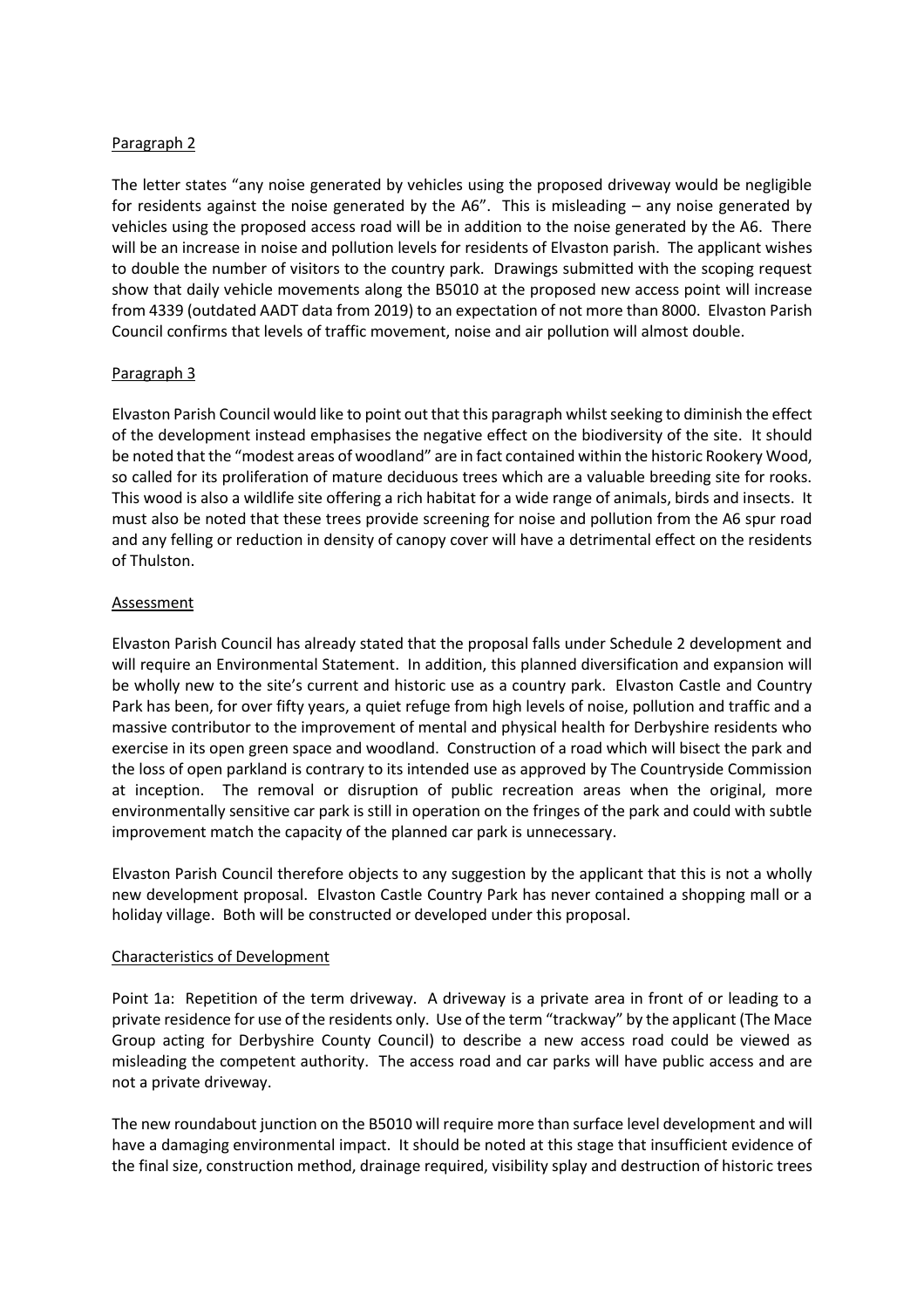Paragraph 2

The letter states "any noise generated by vehicles using the proposed driveway would be negligible for residents against the noise generated by the A6". This is misleading – any noise generated by vehicles using the proposed access road will be in addition to the noise generated by the A6. There will be an increase in noise and pollution levels for residents of Elvaston parish. The applicant wishes to double the number of visitors to the country park. Drawings submitted with the scoping request show that daily vehicle movements along the B5010 at the proposed new access point will increase from 4339 (outdated AADT data from 2019) to an expectation of not more than 8000. Elvaston Parish Council confirms that levels of traffic movement, noise and air pollution will almost double.

Paragraph 3

Elvaston Parish Council would like to point out that this paragraph whilst seeking to diminish the effect of the development instead emphasises the negative effect on the biodiversity of the site. It should be noted that the "modest areas of woodland" are in fact contained within the historic Rookery Wood, so called for its proliferation of mature deciduous trees which are a valuable breeding site for rooks. This wood is also a wildlife site offering a rich habitat for a wide range of animals, birds and insects. It must also be noted that these trees provide screening for noise and pollution from the A6 spur road and any felling or reduction in density of canopy cover will have a detrimental effect on the residents of Thulston.

Assessment

Elvaston Parish Council has already stated that the proposal falls under Schedule 2 development and will require an Environmental Statement. In addition, this planned diversification and expansion will be wholly new to the site's current and historic use as a country park. Elvaston Castle and Country Park has been, for over fifty years, a quiet refuge from high levels of noise, pollution and traffic and a massive contributor to the improvement of mental and physical health for Derbyshire residents who exercise in its open green space and woodland. Construction of a road which will bisect the park and the loss of open parkland is contrary to its intended use as approved by The Countryside Commission at inception. The removal or disruption of public recreation areas when the original, more environmentally sensitive car park is still in operation on the fringes of the park and could with subtle improvement match the capacity of the planned car park is unnecessary.

Elvaston Parish Council therefore objects to any suggestion by the applicant that this is not a wholly new development proposal. Elvaston Castle Country Park has never contained a shopping mall or a holiday village. Both will be constructed or developed under this proposal.

Characteristics of Development

Point 1a: Repetition of the term driveway. A driveway is a private area in front of or leading to a private residence for use of the residents only. Use of the term "trackway" by the applicant (The Mace Group acting for Derbyshire County Council) to describe a new access road could be viewed as misleading the competent authority. The access road and car parks will have public access and are not a private driveway.

The new roundabout junction on the B5010 will require more than surface level development and will have a damaging environmental impact. It should be noted at this stage that insufficient evidence of the final size, construction method, drainage required, visibility splay and destruction of historic trees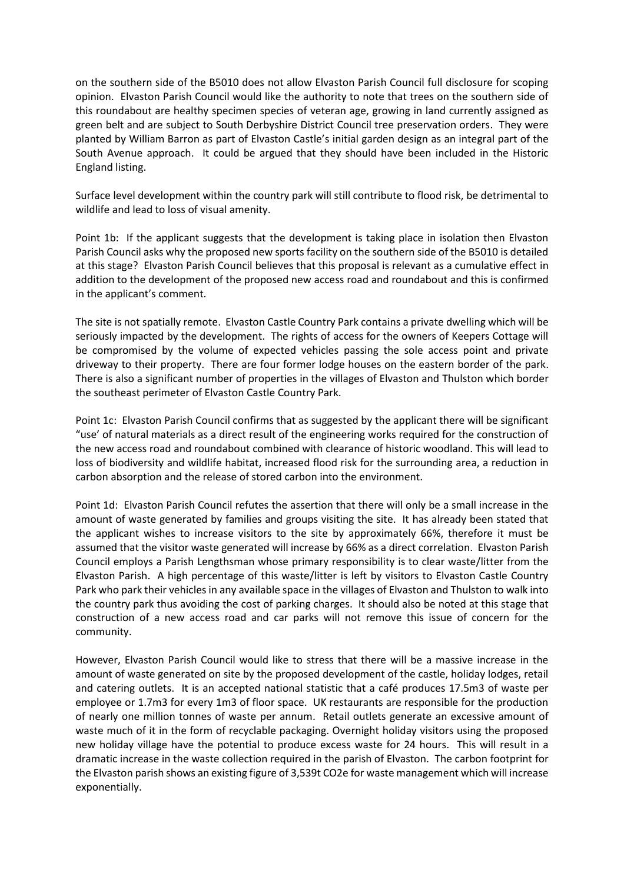on the southern side of the B5010 does not allow Elvaston Parish Council full disclosure for scoping opinion. Elvaston Parish Council would like the authority to note that trees on the southern side of this roundabout are healthy specimen species of veteran age, growing in land currently assigned as green belt and are subject to South Derbyshire District Council tree preservation orders. They were planted by William Barron as part of Elvaston Castle's initial garden design as an integral part of the South Avenue approach. It could be argued that they should have been included in the Historic England listing.

Surface level development within the country park will still contribute to flood risk, be detrimental to wildlife and lead to loss of visual amenity.

Point 1b: If the applicant suggests that the development is taking place in isolation then Elvaston Parish Council asks why the proposed new sports facility on the southern side of the B5010 is detailed at this stage? Elvaston Parish Council believes that this proposal is relevant as a cumulative effect in addition to the development of the proposed new access road and roundabout and this is confirmed in the applicant's comment.

The site is not spatially remote. Elvaston Castle Country Park contains a private dwelling which will be seriously impacted by the development. The rights of access for the owners of Keepers Cottage will be compromised by the volume of expected vehicles passing the sole access point and private driveway to their property. There are four former lodge houses on the eastern border of the park. There is also a significant number of properties in the villages of Elvaston and Thulston which border the southeast perimeter of Elvaston Castle Country Park.

Point 1c: Elvaston Parish Council confirms that as suggested by the applicant there will be significant "use' of natural materials as a direct result of the engineering works required for the construction of the new access road and roundabout combined with clearance of historic woodland. This will lead to loss of biodiversity and wildlife habitat, increased flood risk for the surrounding area, a reduction in carbon absorption and the release of stored carbon into the environment.

Point 1d: Elvaston Parish Council refutes the assertion that there will only be a small increase in the amount of waste generated by families and groups visiting the site. It has already been stated that the applicant wishes to increase visitors to the site by approximately 66%, therefore it must be assumed that the visitor waste generated will increase by 66% as a direct correlation. Elvaston Parish Council employs a Parish Lengthsman whose primary responsibility is to clear waste/litter from the Elvaston Parish. A high percentage of this waste/litter is left by visitors to Elvaston Castle Country Park who park their vehicles in any available space in the villages of Elvaston and Thulston to walk into the country park thus avoiding the cost of parking charges. It should also be noted at this stage that construction of a new access road and car parks will not remove this issue of concern for the community.

However, Elvaston Parish Council would like to stress that there will be a massive increase in the amount of waste generated on site by the proposed development of the castle, holiday lodges, retail and catering outlets. It is an accepted national statistic that a café produces 17.5m3 of waste per employee or 1.7m3 for every 1m3 of floor space. UK restaurants are responsible for the production of nearly one million tonnes of waste per annum. Retail outlets generate an excessive amount of waste much of it in the form of recyclable packaging. Overnight holiday visitors using the proposed new holiday village have the potential to produce excess waste for 24 hours. This will result in a dramatic increase in the waste collection required in the parish of Elvaston. The carbon footprint for the Elvaston parish shows an existing figure of 3,539t $CO_2e$ for waste management which will increase exponentially.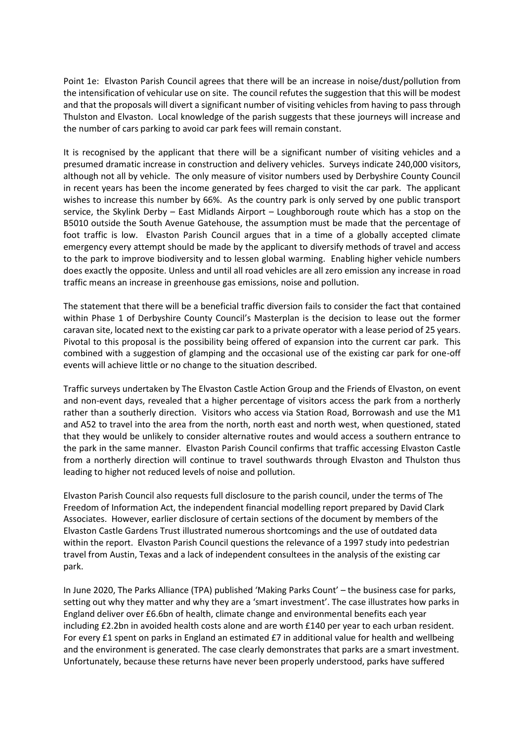Point 1e: Elvaston Parish Council agrees that there will be an increase in noise/dust/pollution from the intensification of vehicular use on site. The council refutes the suggestion that this will be modest and that the proposals will divert a significant number of visiting vehicles from having to pass through Thulston and Elvaston. Local knowledge of the parish suggests that these journeys will increase and the number of cars parking to avoid car park fees will remain constant.

It is recognised by the applicant that there will be a significant number of visiting vehicles and a presumed dramatic increase in construction and delivery vehicles. Surveys indicate 240,000 visitors, although not all by vehicle. The only measure of visitor numbers used by Derbyshire County Council in recent years has been the income generated by fees charged to visit the car park. The applicant wishes to increase this number by 66%. As the country park is only served by one public transport service, the Skylink Derby – East Midlands Airport – Loughborough route which has a stop on the B5010 outside the South Avenue Gatehouse, the assumption must be made that the percentage of foot traffic is low. Elvaston Parish Council argues that in a time of a globally accepted climate emergency every attempt should be made by the applicant to diversify methods of travel and access to the park to improve biodiversity and to lessen global warming. Enabling higher vehicle numbers does exactly the opposite. Unless and until all road vehicles are all zero emission any increase in road traffic means an increase in greenhouse gas emissions, noise and pollution.

The statement that there will be a beneficial traffic diversion fails to consider the fact that contained within Phase 1 of Derbyshire County Council's Masterplan is the decision to lease out the former caravan site, located next to the existing car park to a private operator with a lease period of 25 years. Pivotal to this proposal is the possibility being offered of expansion into the current car park. This combined with a suggestion of glamping and the occasional use of the existing car park for one-off events will achieve little or no change to the situation described.

Traffic surveys undertaken by The Elvaston Castle Action Group and the Friends of Elvaston, on event and non-event days, revealed that a higher percentage of visitors access the park from a northerly rather than a southerly direction. Visitors who access via Station Road, Borrowash and use the M1 and A52 to travel into the area from the north, north east and north west, when questioned, stated that they would be unlikely to consider alternative routes and would access a southern entrance to the park in the same manner. Elvaston Parish Council confirms that traffic accessing Elvaston Castle from a northerly direction will continue to travel southwards through Elvaston and Thulston thus leading to higher not reduced levels of noise and pollution.

Elvaston Parish Council also requests full disclosure to the parish council, under the terms of The Freedom of Information Act, the independent financial modelling report prepared by David Clark Associates. However, earlier disclosure of certain sections of the document by members of the Elvaston Castle Gardens Trust illustrated numerous shortcomings and the use of outdated data within the report. Elvaston Parish Council questions the relevance of a 1997 study into pedestrian travel from Austin, Texas and a lack of independent consultees in the analysis of the existing car park.

In June 2020, The Parks Alliance (TPA) published 'Making Parks Count' – the business case for parks, setting out why they matter and why they are a 'smart investment'. The case illustrates how parks in England deliver over £6.6bn of health, climate change and environmental benefits each year including £2.2bn in avoided health costs alone and are worth £140 per year to each urban resident. For every £1 spent on parks in England an estimated £7 in additional value for health and wellbeing and the environment is generated. The case clearly demonstrates that parks are a smart investment. Unfortunately, because these returns have never been properly understood, parks have suffered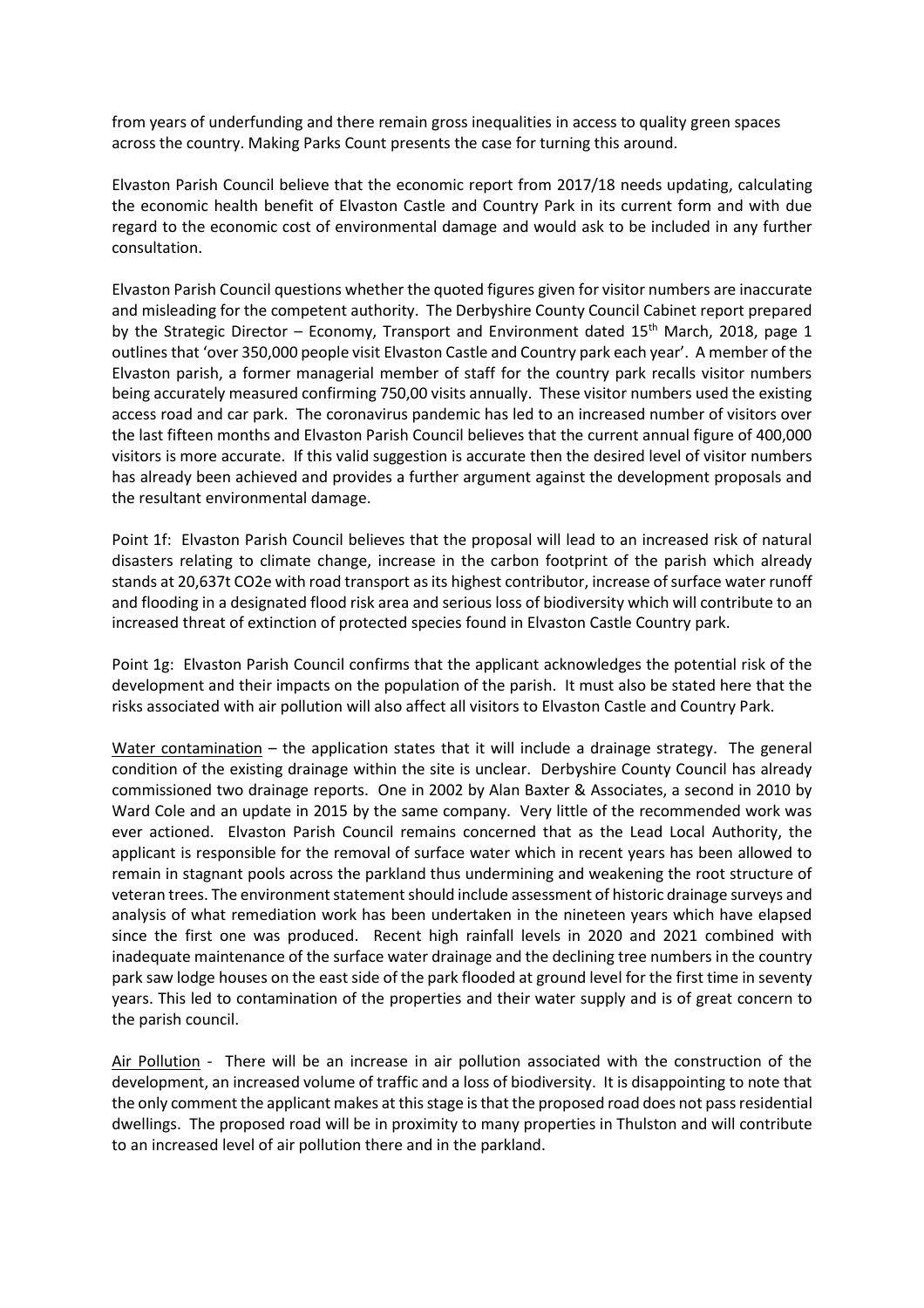from years of underfunding and there remain gross inequalities in access to quality green spaces across the country. Making Parks Count presents the case for turning this around.

Elvaston Parish Council believe that the economic report from 2017/18 needs updating, calculating the economic health benefit of Elvaston Castle and Country Park in its current form and with due regard to the economic cost of environmental damage and would ask to be included in any further consultation.

Elvaston Parish Council questions whether the quoted figures given for visitor numbers are inaccurate and misleading for the competent authority. The Derbyshire County Council Cabinet report prepared by the Strategic Director – Economy, Transport and Environment dated 15th March, 2018, page 1 outlines that 'over 350,000 people visit Elvaston Castle and Country park each year'. A member of the Elvaston parish, a former managerial member of staff for the country park recalls visitor numbers being accurately measured confirming 750,00 visits annually. These visitor numbers used the existing access road and car park. The coronavirus pandemic has led to an increased number of visitors over the last fifteen months and Elvaston Parish Council believes that the current annual figure of 400,000 visitors is more accurate. If this valid suggestion is accurate then the desired level of visitor numbers has already been achieved and provides a further argument against the development proposals and the resultant environmental damage.

Point 1f: Elvaston Parish Council believes that the proposal will lead to an increased risk of natural disasters relating to climate change, increase in the carbon footprint of the parish which already stands at 20,637t $CO_2e$ with road transport as its highest contributor, increase of surface water runoff and flooding in a designated flood risk area and serious loss of biodiversity which will contribute to an increased threat of extinction of protected species found in Elvaston Castle Country park.

Point 1g: Elvaston Parish Council confirms that the applicant acknowledges the potential risk of the development and their impacts on the population of the parish. It must also be stated here that the risks associated with air pollution will also affect all visitors to Elvaston Castle and Country Park.

<u>Water contamination</u> – the application states that it will include a drainage strategy. The general condition of the existing drainage within the site is unclear. Derbyshire County Council has already commissioned two drainage reports. One in 2002 by Alan Baxter & Associates, a second in 2010 by Ward Cole and an update in 2015 by the same company. Very little of the recommended work was ever actioned. Elvaston Parish Council remains concerned that as the Lead Local Authority, the applicant is responsible for the removal of surface water which in recent years has been allowed to remain in stagnant pools across the parkland thus undermining and weakening the root structure of veteran trees. The environment statement should include assessment of historic drainage surveys and analysis of what remediation work has been undertaken in the nineteen years which have elapsed since the first one was produced. Recent high rainfall levels in 2020 and 2021 combined with inadequate maintenance of the surface water drainage and the declining tree numbers in the country park saw lodge houses on the east side of the park flooded at ground level for the first time in seventy years. This led to contamination of the properties and their water supply and is of great concern to the parish council.

<u>Air Pollution</u> - There will be an increase in air pollution associated with the construction of the development, an increased volume of traffic and a loss of biodiversity. It is disappointing to note that the only comment the applicant makes at this stage is that the proposed road does not pass residential dwellings. The proposed road will be in proximity to many properties in Thulston and will contribute to an increased level of air pollution there and in the parkland.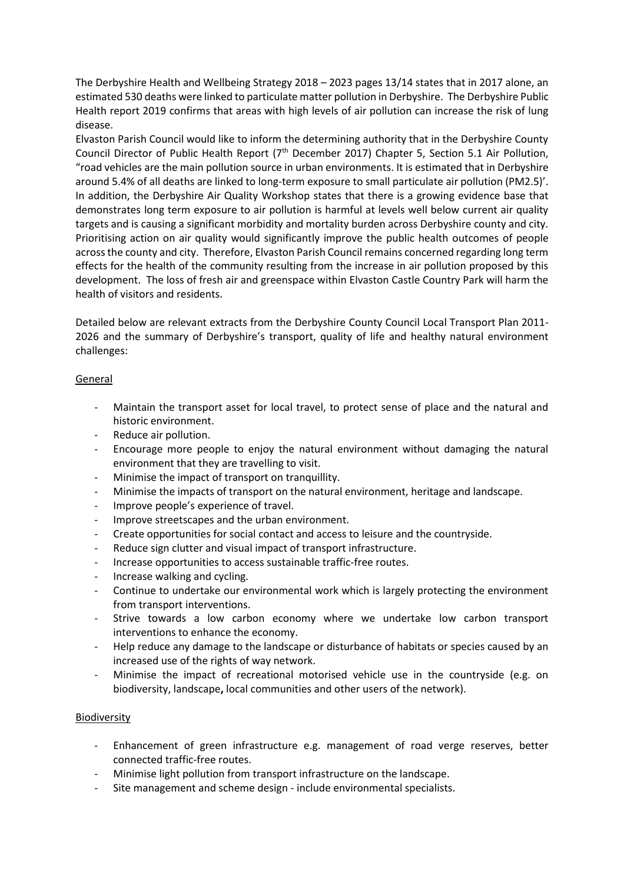The Derbyshire Health and Wellbeing Strategy 2018 – 2023 pages 13/14 states that in 2017 alone, an estimated 530 deaths were linked to particulate matter pollution in Derbyshire. The Derbyshire Public Health report 2019 confirms that areas with high levels of air pollution can increase the risk of lung disease.

Elvaston Parish Council would like to inform the determining authority that in the Derbyshire County Council Director of Public Health Report (7th December 2017) Chapter 5, Section 5.1 Air Pollution, "road vehicles are the main pollution source in urban environments. It is estimated that in Derbyshire around 5.4% of all deaths are linked to long-term exposure to small particulate air pollution (PM2.5)'. In addition, the Derbyshire Air Quality Workshop states that there is a growing evidence base that demonstrates long term exposure to air pollution is harmful at levels well below current air quality targets and is causing a significant morbidity and mortality burden across Derbyshire county and city. Prioritising action on air quality would significantly improve the public health outcomes of people across the county and city. Therefore, Elvaston Parish Council remains concerned regarding long term effects for the health of the community resulting from the increase in air pollution proposed by this development. The loss of fresh air and greenspace within Elvaston Castle Country Park will harm the health of visitors and residents.

Detailed below are relevant extracts from the Derbyshire County Council Local Transport Plan 2011-2026 and the summary of Derbyshire's transport, quality of life and healthy natural environment challenges:

General

- Maintain the transport asset for local travel, to protect sense of place and the natural and historic environment.
- Reduce air pollution.
- Encourage more people to enjoy the natural environment without damaging the natural environment that they are travelling to visit.
- Minimise the impact of transport on tranquillity.
- Minimise the impacts of transport on the natural environment, heritage and landscape.
- Improve people's experience of travel.
- Improve streetscapes and the urban environment.
- Create opportunities for social contact and access to leisure and the countryside.
- Reduce sign clutter and visual impact of transport infrastructure.
- Increase opportunities to access sustainable traffic-free routes.
- Increase walking and cycling.
- Continue to undertake our environmental work which is largely protecting the environment from transport interventions.
- Strive towards a low carbon economy where we undertake low carbon transport interventions to enhance the economy.
- Help reduce any damage to the landscape or disturbance of habitats or species caused by an increased use of the rights of way network.
- Minimise the impact of recreational motorised vehicle use in the countryside (e.g. on biodiversity, landscape**,** local communities and other users of the network).

Biodiversity

- Enhancement of green infrastructure e.g. management of road verge reserves, better connected traffic-free routes.
- Minimise light pollution from transport infrastructure on the landscape.
- Site management and scheme design - include environmental specialists.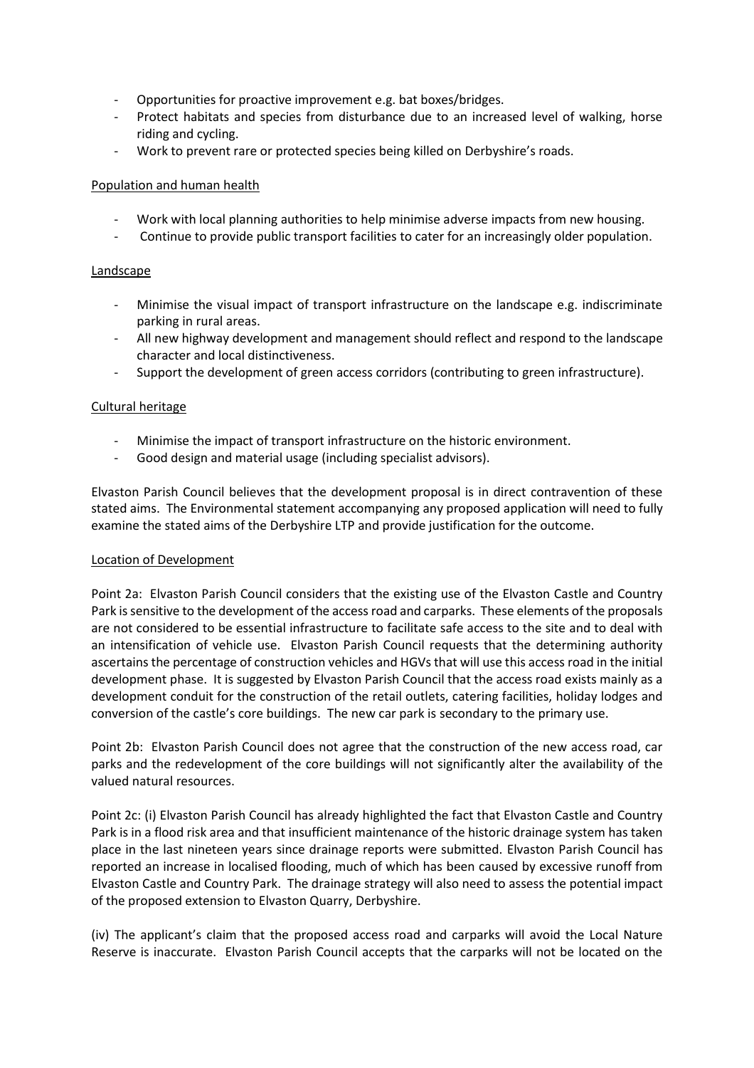- Opportunities for proactive improvement e.g. bat boxes/bridges.
- Protect habitats and species from disturbance due to an increased level of walking, horse riding and cycling.
- Work to prevent rare or protected species being killed on Derbyshire's roads.

Population and human health

- Work with local planning authorities to help minimise adverse impacts from new housing.
- Continue to provide public transport facilities to cater for an increasingly older population.

Landscape

- Minimise the visual impact of transport infrastructure on the landscape e.g. indiscriminate parking in rural areas.
- All new highway development and management should reflect and respond to the landscape character and local distinctiveness.
- Support the development of green access corridors (contributing to green infrastructure).

Cultural heritage

- Minimise the impact of transport infrastructure on the historic environment.
- Good design and material usage (including specialist advisors).

Elvaston Parish Council believes that the development proposal is in direct contravention of these stated aims. The Environmental statement accompanying any proposed application will need to fully examine the stated aims of the Derbyshire LTP and provide justification for the outcome.

Location of Development

Point 2a: Elvaston Parish Council considers that the existing use of the Elvaston Castle and Country Park is sensitive to the development of the access road and carparks. These elements of the proposals are not considered to be essential infrastructure to facilitate safe access to the site and to deal with an intensification of vehicle use. Elvaston Parish Council requests that the determining authority ascertains the percentage of construction vehicles and HGVs that will use this access road in the initial development phase. It is suggested by Elvaston Parish Council that the access road exists mainly as a development conduit for the construction of the retail outlets, catering facilities, holiday lodges and conversion of the castle's core buildings. The new car park is secondary to the primary use.

Point 2b: Elvaston Parish Council does not agree that the construction of the new access road, car parks and the redevelopment of the core buildings will not significantly alter the availability of the valued natural resources.

Point 2c: (i) Elvaston Parish Council has already highlighted the fact that Elvaston Castle and Country Park is in a flood risk area and that insufficient maintenance of the historic drainage system has taken place in the last nineteen years since drainage reports were submitted. Elvaston Parish Council has reported an increase in localised flooding, much of which has been caused by excessive runoff from Elvaston Castle and Country Park. The drainage strategy will also need to assess the potential impact of the proposed extension to Elvaston Quarry, Derbyshire.

(iv) The applicant's claim that the proposed access road and carparks will avoid the Local Nature Reserve is inaccurate. Elvaston Parish Council accepts that the carparks will not be located on the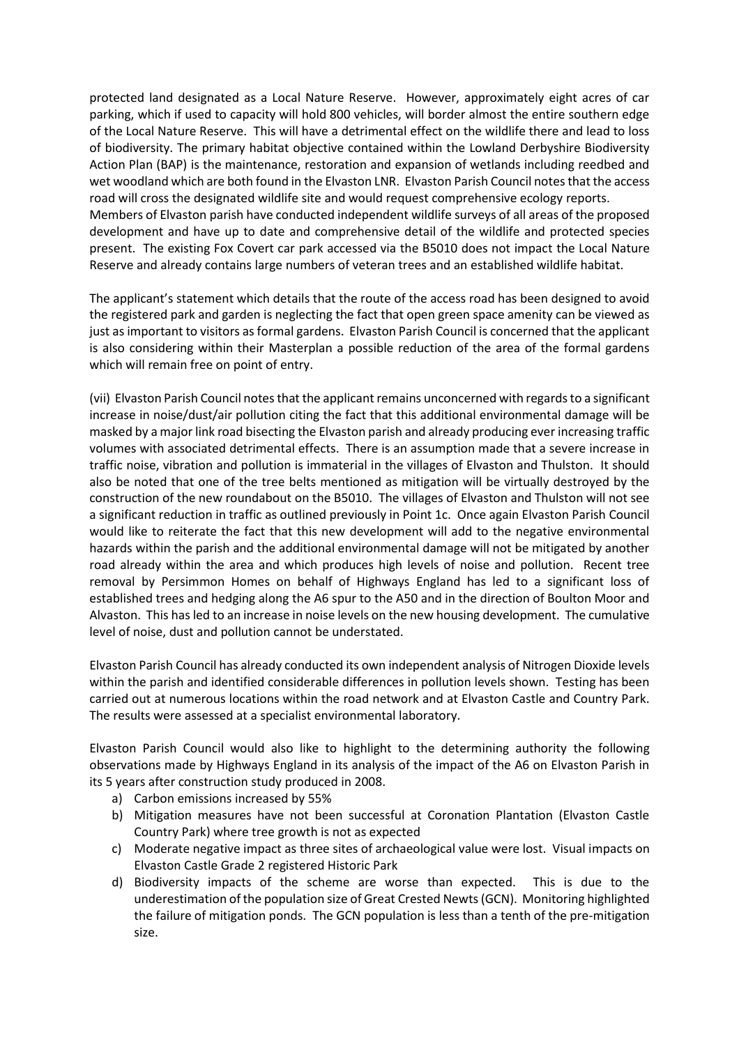protected land designated as a Local Nature Reserve. However, approximately eight acres of car parking, which if used to capacity will hold 800 vehicles, will border almost the entire southern edge of the Local Nature Reserve. This will have a detrimental effect on the wildlife there and lead to loss of biodiversity. The primary habitat objective contained within the Lowland Derbyshire Biodiversity Action Plan (BAP) is the maintenance, restoration and expansion of wetlands including reedbed and wet woodland which are both found in the Elvaston LNR. Elvaston Parish Council notes that the access road will cross the designated wildlife site and would request comprehensive ecology reports.
Members of Elvaston parish have conducted independent wildlife surveys of all areas of the proposed development and have up to date and comprehensive detail of the wildlife and protected species present. The existing Fox Covert car park accessed via the B5010 does not impact the Local Nature Reserve and already contains large numbers of veteran trees and an established wildlife habitat.

The applicant's statement which details that the route of the access road has been designed to avoid the registered park and garden is neglecting the fact that open green space amenity can be viewed as just as important to visitors as formal gardens. Elvaston Parish Council is concerned that the applicant is also considering within their Masterplan a possible reduction of the area of the formal gardens which will remain free on point of entry.

(vii) Elvaston Parish Council notes that the applicant remains unconcerned with regards to a significant increase in noise/dust/air pollution citing the fact that this additional environmental damage will be masked by a major link road bisecting the Elvaston parish and already producing ever increasing traffic volumes with associated detrimental effects. There is an assumption made that a severe increase in traffic noise, vibration and pollution is immaterial in the villages of Elvaston and Thulston. It should also be noted that one of the tree belts mentioned as mitigation will be virtually destroyed by the construction of the new roundabout on the B5010. The villages of Elvaston and Thulston will not see a significant reduction in traffic as outlined previously in Point 1c. Once again Elvaston Parish Council would like to reiterate the fact that this new development will add to the negative environmental hazards within the parish and the additional environmental damage will not be mitigated by another road already within the area and which produces high levels of noise and pollution. Recent tree removal by Persimmon Homes on behalf of Highways England has led to a significant loss of established trees and hedging along the A6 spur to the A50 and in the direction of Boulton Moor and Alvaston. This has led to an increase in noise levels on the new housing development. The cumulative level of noise, dust and pollution cannot be understated.

Elvaston Parish Council has already conducted its own independent analysis of Nitrogen Dioxide levels within the parish and identified considerable differences in pollution levels shown. Testing has been carried out at numerous locations within the road network and at Elvaston Castle and Country Park. The results were assessed at a specialist environmental laboratory.

Elvaston Parish Council would also like to highlight to the determining authority the following observations made by Highways England in its analysis of the impact of the A6 on Elvaston Parish in its 5 years after construction study produced in 2008.

a) Carbon emissions increased by 55%
b) Mitigation measures have not been successful at Coronation Plantation (Elvaston Castle Country Park) where tree growth is not as expected
c) Moderate negative impact as three sites of archaeological value were lost. Visual impacts on Elvaston Castle Grade 2 registered Historic Park
d) Biodiversity impacts of the scheme are worse than expected. This is due to the underestimation of the population size of Great Crested Newts (GCN). Monitoring highlighted the failure of mitigation ponds. The GCN population is less than a tenth of the pre-mitigation size.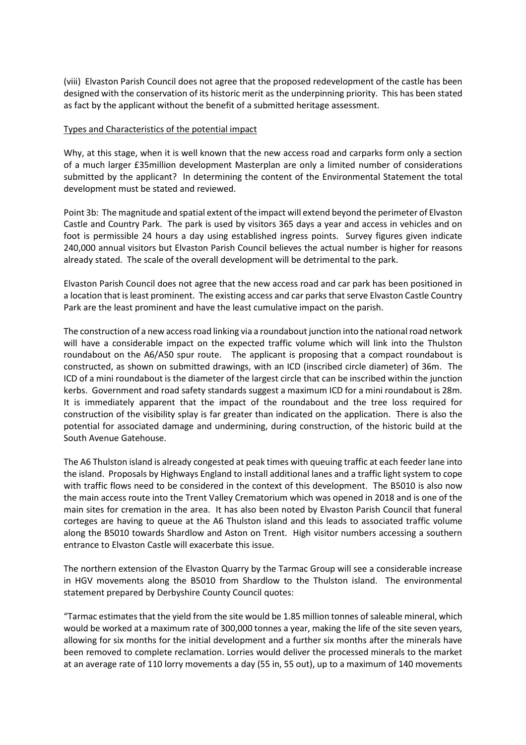(viii) Elvaston Parish Council does not agree that the proposed redevelopment of the castle has been designed with the conservation of its historic merit as the underpinning priority. This has been stated as fact by the applicant without the benefit of a submitted heritage assessment.

<u>Types and Characteristics of the potential impact</u>

Why, at this stage, when it is well known that the new access road and carparks form only a section of a much larger £35million development Masterplan are only a limited number of considerations submitted by the applicant? In determining the content of the Environmental Statement the total development must be stated and reviewed.

Point 3b: The magnitude and spatial extent of the impact will extend beyond the perimeter of Elvaston Castle and Country Park. The park is used by visitors 365 days a year and access in vehicles and on foot is permissible 24 hours a day using established ingress points. Survey figures given indicate 240,000 annual visitors but Elvaston Parish Council believes the actual number is higher for reasons already stated. The scale of the overall development will be detrimental to the park.

Elvaston Parish Council does not agree that the new access road and car park has been positioned in a location that is least prominent. The existing access and car parks that serve Elvaston Castle Country Park are the least prominent and have the least cumulative impact on the parish.

The construction of a new access road linking via a roundabout junction into the national road network will have a considerable impact on the expected traffic volume which will link into the Thulston roundabout on the A6/A50 spur route. The applicant is proposing that a compact roundabout is constructed, as shown on submitted drawings, with an ICD (inscribed circle diameter) of 36m. The ICD of a mini roundabout is the diameter of the largest circle that can be inscribed within the junction kerbs. Government and road safety standards suggest a maximum ICD for a mini roundabout is 28m. It is immediately apparent that the impact of the roundabout and the tree loss required for construction of the visibility splay is far greater than indicated on the application. There is also the potential for associated damage and undermining, during construction, of the historic build at the South Avenue Gatehouse.

The A6 Thulston island is already congested at peak times with queuing traffic at each feeder lane into the island. Proposals by Highways England to install additional lanes and a traffic light system to cope with traffic flows need to be considered in the context of this development. The B5010 is also now the main access route into the Trent Valley Crematorium which was opened in 2018 and is one of the main sites for cremation in the area. It has also been noted by Elvaston Parish Council that funeral corteges are having to queue at the A6 Thulston island and this leads to associated traffic volume along the B5010 towards Shardlow and Aston on Trent. High visitor numbers accessing a southern entrance to Elvaston Castle will exacerbate this issue.

The northern extension of the Elvaston Quarry by the Tarmac Group will see a considerable increase in HGV movements along the B5010 from Shardlow to the Thulston island. The environmental statement prepared by Derbyshire County Council quotes:

"Tarmac estimates that the yield from the site would be 1.85 million tonnes of saleable mineral, which would be worked at a maximum rate of 300,000 tonnes a year, making the life of the site seven years, allowing for six months for the initial development and a further six months after the minerals have been removed to complete reclamation. Lorries would deliver the processed minerals to the market at an average rate of 110 lorry movements a day (55 in, 55 out), up to a maximum of 140 movements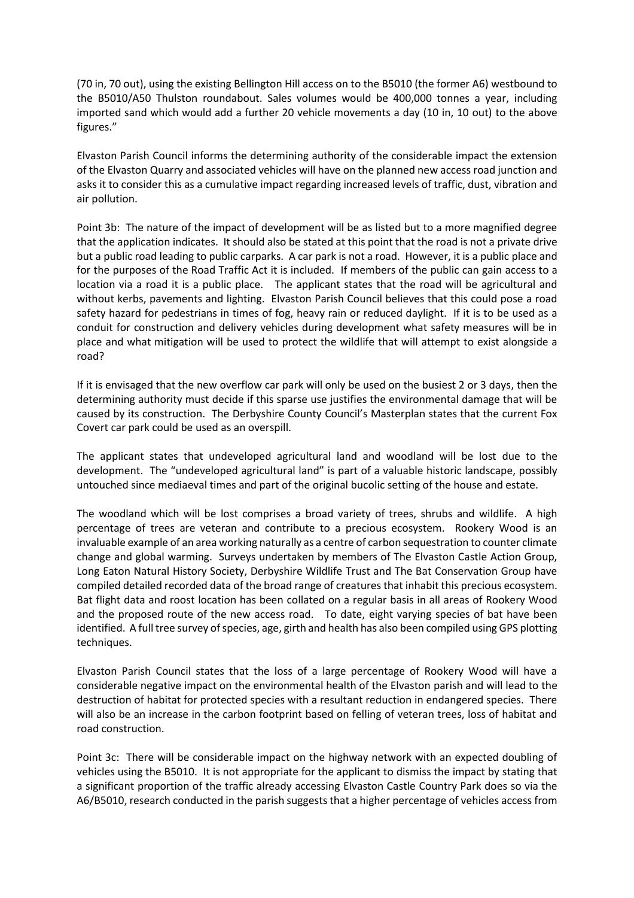(70 in, 70 out), using the existing Bellington Hill access on to the B5010 (the former A6) westbound to the B5010/A50 Thulston roundabout. Sales volumes would be 400,000 tonnes a year, including imported sand which would add a further 20 vehicle movements a day (10 in, 10 out) to the above figures."

Elvaston Parish Council informs the determining authority of the considerable impact the extension of the Elvaston Quarry and associated vehicles will have on the planned new access road junction and asks it to consider this as a cumulative impact regarding increased levels of traffic, dust, vibration and air pollution.

Point 3b: The nature of the impact of development will be as listed but to a more magnified degree that the application indicates. It should also be stated at this point that the road is not a private drive but a public road leading to public carparks. A car park is not a road. However, it is a public place and for the purposes of the Road Traffic Act it is included. If members of the public can gain access to a location via a road it is a public place. The applicant states that the road will be agricultural and without kerbs, pavements and lighting. Elvaston Parish Council believes that this could pose a road safety hazard for pedestrians in times of fog, heavy rain or reduced daylight. If it is to be used as a conduit for construction and delivery vehicles during development what safety measures will be in place and what mitigation will be used to protect the wildlife that will attempt to exist alongside a road?

If it is envisaged that the new overflow car park will only be used on the busiest 2 or 3 days, then the determining authority must decide if this sparse use justifies the environmental damage that will be caused by its construction. The Derbyshire County Council's Masterplan states that the current Fox Covert car park could be used as an overspill.

The applicant states that undeveloped agricultural land and woodland will be lost due to the development. The "undeveloped agricultural land" is part of a valuable historic landscape, possibly untouched since mediaeval times and part of the original bucolic setting of the house and estate.

The woodland which will be lost comprises a broad variety of trees, shrubs and wildlife. A high percentage of trees are veteran and contribute to a precious ecosystem. Rookery Wood is an invaluable example of an area working naturally as a centre of carbon sequestration to counter climate change and global warming. Surveys undertaken by members of The Elvaston Castle Action Group, Long Eaton Natural History Society, Derbyshire Wildlife Trust and The Bat Conservation Group have compiled detailed recorded data of the broad range of creatures that inhabit this precious ecosystem. Bat flight data and roost location has been collated on a regular basis in all areas of Rookery Wood and the proposed route of the new access road. To date, eight varying species of bat have been identified. A full tree survey of species, age, girth and health has also been compiled using GPS plotting techniques.

Elvaston Parish Council states that the loss of a large percentage of Rookery Wood will have a considerable negative impact on the environmental health of the Elvaston parish and will lead to the destruction of habitat for protected species with a resultant reduction in endangered species. There will also be an increase in the carbon footprint based on felling of veteran trees, loss of habitat and road construction.

Point 3c: There will be considerable impact on the highway network with an expected doubling of vehicles using the B5010. It is not appropriate for the applicant to dismiss the impact by stating that a significant proportion of the traffic already accessing Elvaston Castle Country Park does so via the A6/B5010, research conducted in the parish suggests that a higher percentage of vehicles access from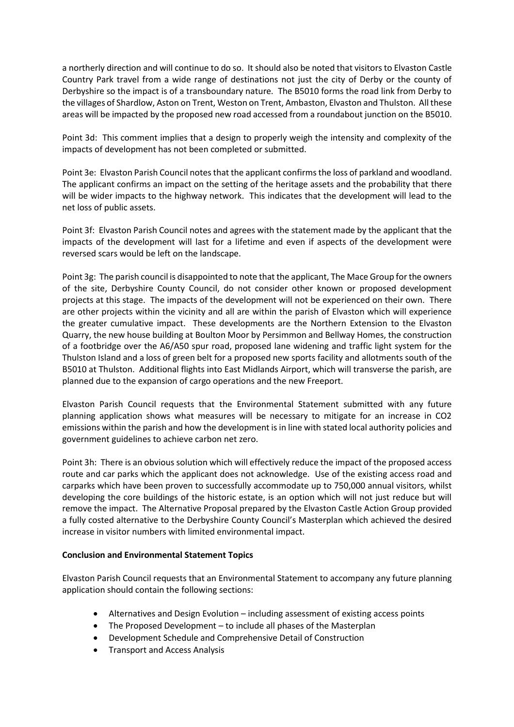a northerly direction and will continue to do so. It should also be noted that visitors to Elvaston Castle Country Park travel from a wide range of destinations not just the city of Derby or the county of Derbyshire so the impact is of a transboundary nature. The B5010 forms the road link from Derby to the villages of Shardlow, Aston on Trent, Weston on Trent, Ambaston, Elvaston and Thulston. All these areas will be impacted by the proposed new road accessed from a roundabout junction on the B5010.

Point 3d: This comment implies that a design to properly weigh the intensity and complexity of the impacts of development has not been completed or submitted.

Point 3e: Elvaston Parish Council notes that the applicant confirms the loss of parkland and woodland. The applicant confirms an impact on the setting of the heritage assets and the probability that there will be wider impacts to the highway network. This indicates that the development will lead to the net loss of public assets.

Point 3f: Elvaston Parish Council notes and agrees with the statement made by the applicant that the impacts of the development will last for a lifetime and even if aspects of the development were reversed scars would be left on the landscape.

Point 3g: The parish council is disappointed to note that the applicant, The Mace Group for the owners of the site, Derbyshire County Council, do not consider other known or proposed development projects at this stage. The impacts of the development will not be experienced on their own. There are other projects within the vicinity and all are within the parish of Elvaston which will experience the greater cumulative impact. These developments are the Northern Extension to the Elvaston Quarry, the new house building at Boulton Moor by Persimmon and Bellway Homes, the construction of a footbridge over the A6/A50 spur road, proposed lane widening and traffic light system for the Thulston Island and a loss of green belt for a proposed new sports facility and allotments south of the B5010 at Thulston. Additional flights into East Midlands Airport, which will transverse the parish, are planned due to the expansion of cargo operations and the new Freeport.

Elvaston Parish Council requests that the Environmental Statement submitted with any future planning application shows what measures will be necessary to mitigate for an increase in $CO_2$ emissions within the parish and how the development is in line with stated local authority policies and government guidelines to achieve carbon net zero.

Point 3h: There is an obvious solution which will effectively reduce the impact of the proposed access route and car parks which the applicant does not acknowledge. Use of the existing access road and carparks which have been proven to successfully accommodate up to 750,000 annual visitors, whilst developing the core buildings of the historic estate, is an option which will not just reduce but will remove the impact. The Alternative Proposal prepared by the Elvaston Castle Action Group provided a fully costed alternative to the Derbyshire County Council's Masterplan which achieved the desired increase in visitor numbers with limited environmental impact.

**Conclusion and Environmental Statement Topics**

Elvaston Parish Council requests that an Environmental Statement to accompany any future planning application should contain the following sections:

- Alternatives and Design Evolution – including assessment of existing access points
- The Proposed Development – to include all phases of the Masterplan
- Development Schedule and Comprehensive Detail of Construction
- Transport and Access Analysis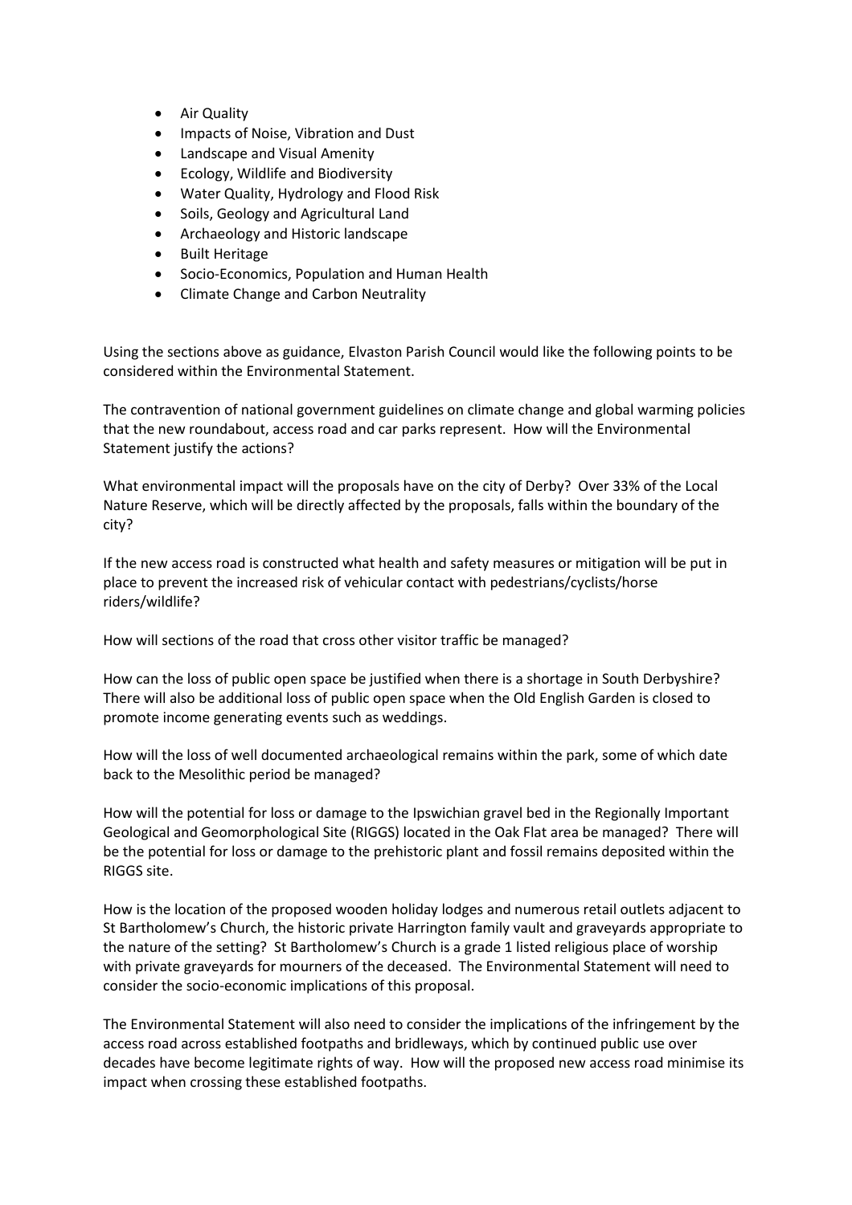- Air Quality
- Impacts of Noise, Vibration and Dust
- Landscape and Visual Amenity
- Ecology, Wildlife and Biodiversity
- Water Quality, Hydrology and Flood Risk
- Soils, Geology and Agricultural Land
- Archaeology and Historic landscape
- Built Heritage
- Socio-Economics, Population and Human Health
- Climate Change and Carbon Neutrality

Using the sections above as guidance, Elvaston Parish Council would like the following points to be considered within the Environmental Statement.

The contravention of national government guidelines on climate change and global warming policies that the new roundabout, access road and car parks represent. How will the Environmental Statement justify the actions?

What environmental impact will the proposals have on the city of Derby? Over 33% of the Local Nature Reserve, which will be directly affected by the proposals, falls within the boundary of the city?

If the new access road is constructed what health and safety measures or mitigation will be put in place to prevent the increased risk of vehicular contact with pedestrians/cyclists/horse riders/wildlife?

How will sections of the road that cross other visitor traffic be managed?

How can the loss of public open space be justified when there is a shortage in South Derbyshire? There will also be additional loss of public open space when the Old English Garden is closed to promote income generating events such as weddings.

How will the loss of well documented archaeological remains within the park, some of which date back to the Mesolithic period be managed?

How will the potential for loss or damage to the Ipswichian gravel bed in the Regionally Important Geological and Geomorphological Site (RIGGS) located in the Oak Flat area be managed? There will be the potential for loss or damage to the prehistoric plant and fossil remains deposited within the RIGGS site.

How is the location of the proposed wooden holiday lodges and numerous retail outlets adjacent to St Bartholomew's Church, the historic private Harrington family vault and graveyards appropriate to the nature of the setting? St Bartholomew's Church is a grade 1 listed religious place of worship with private graveyards for mourners of the deceased. The Environmental Statement will need to consider the socio-economic implications of this proposal.

The Environmental Statement will also need to consider the implications of the infringement by the access road across established footpaths and bridleways, which by continued public use over decades have become legitimate rights of way. How will the proposed new access road minimise its impact when crossing these established footpaths.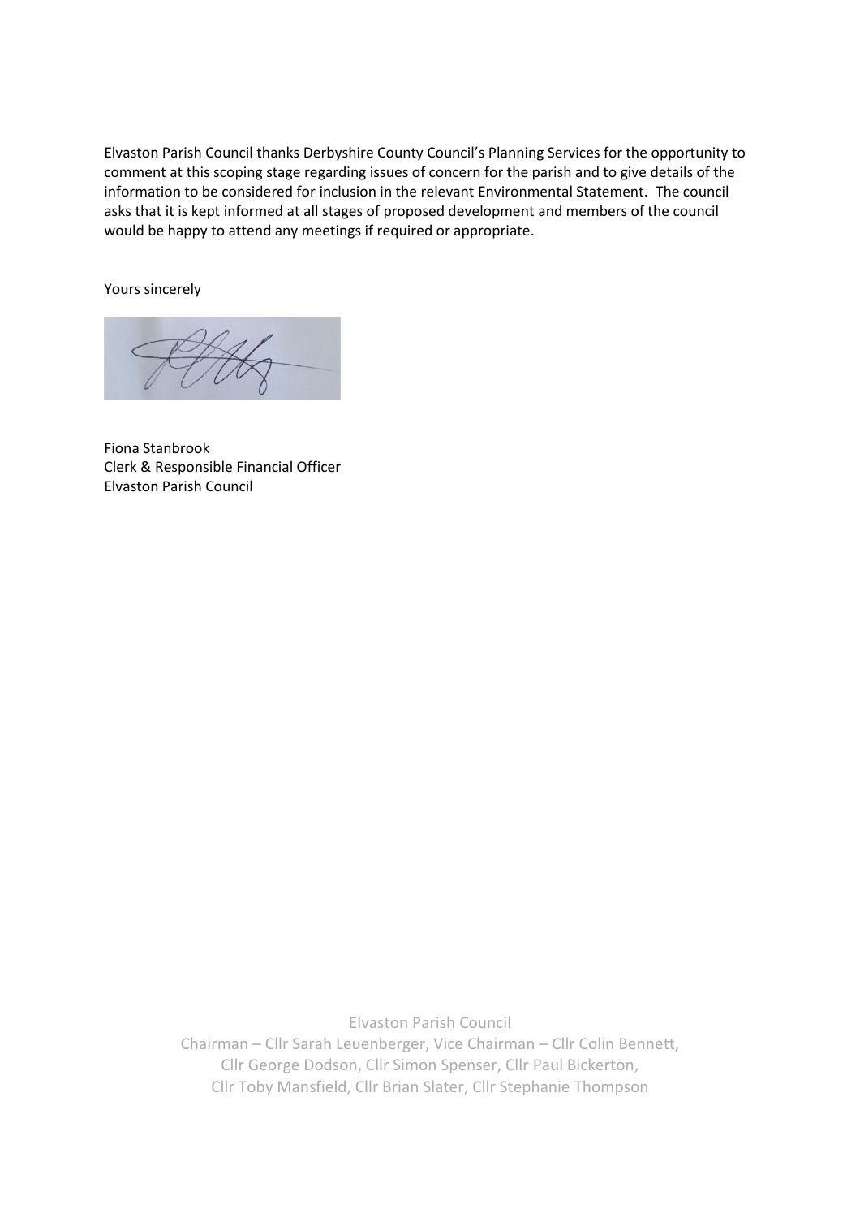Elvaston Parish Council thanks Derbyshire County Council's Planning Services for the opportunity to comment at this scoping stage regarding issues of concern for the parish and to give details of the information to be considered for inclusion in the relevant Environmental Statement. The council asks that it is kept informed at all stages of proposed development and members of the council would be happy to attend any meetings if required or appropriate.

Yours sincerely

Fiona Stanbrook
Clerk & Responsible Financial Officer
Elvaston Parish Council

Elvaston Parish Council
Chairman – Cllr Sarah Leuenberger, Vice Chairman – Cllr Colin Bennett,
Cllr George Dodson, Cllr Simon Spenser, Cllr Paul Bickerton,
Cllr Toby Mansfield, Cllr Brian Slater, Cllr Stephanie Thompson